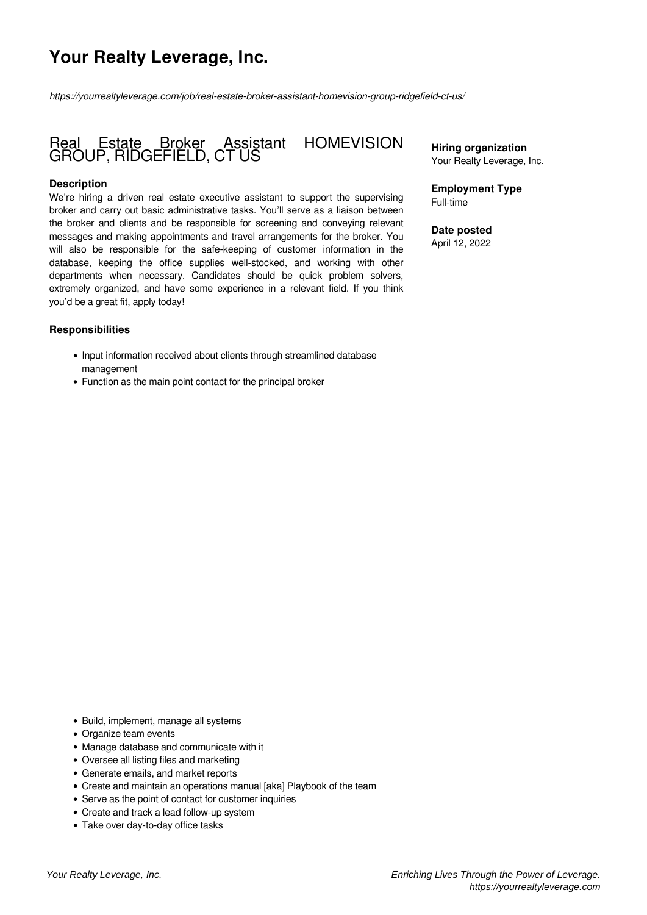# Your Realty Leverage, Inc.

*https://yourrealtyleverage.com/job/real-estate-broker-assistant-homevision-group-ridgefield-ct-us/*

## Real Estate Broker Assistant HOMEVISION GROUP, RIDGEFIELD, CT US

**Hiring organization**
Your Realty Leverage, Inc.

**Employment Type**
Full-time

**Date posted**
April 12, 2022

### Description

We're hiring a driven real estate executive assistant to support the supervising broker and carry out basic administrative tasks. You'll serve as a liaison between the broker and clients and be responsible for screening and conveying relevant messages and making appointments and travel arrangements for the broker. You will also be responsible for the safe-keeping of customer information in the database, keeping the office supplies well-stocked, and working with other departments when necessary. Candidates should be quick problem solvers, extremely organized, and have some experience in a relevant field. If you think you'd be a great fit, apply today!

### Responsibilities

- Input information received about clients through streamlined database management
- Function as the main point contact for the principal broker
- Build, implement, manage all systems
- Organize team events
- Manage database and communicate with it
- Oversee all listing files and marketing
- Generate emails, and market reports
- Create and maintain an operations manual [aka] Playbook of the team
- Serve as the point of contact for customer inquiries
- Create and track a lead follow-up system
- Take over day-to-day office tasks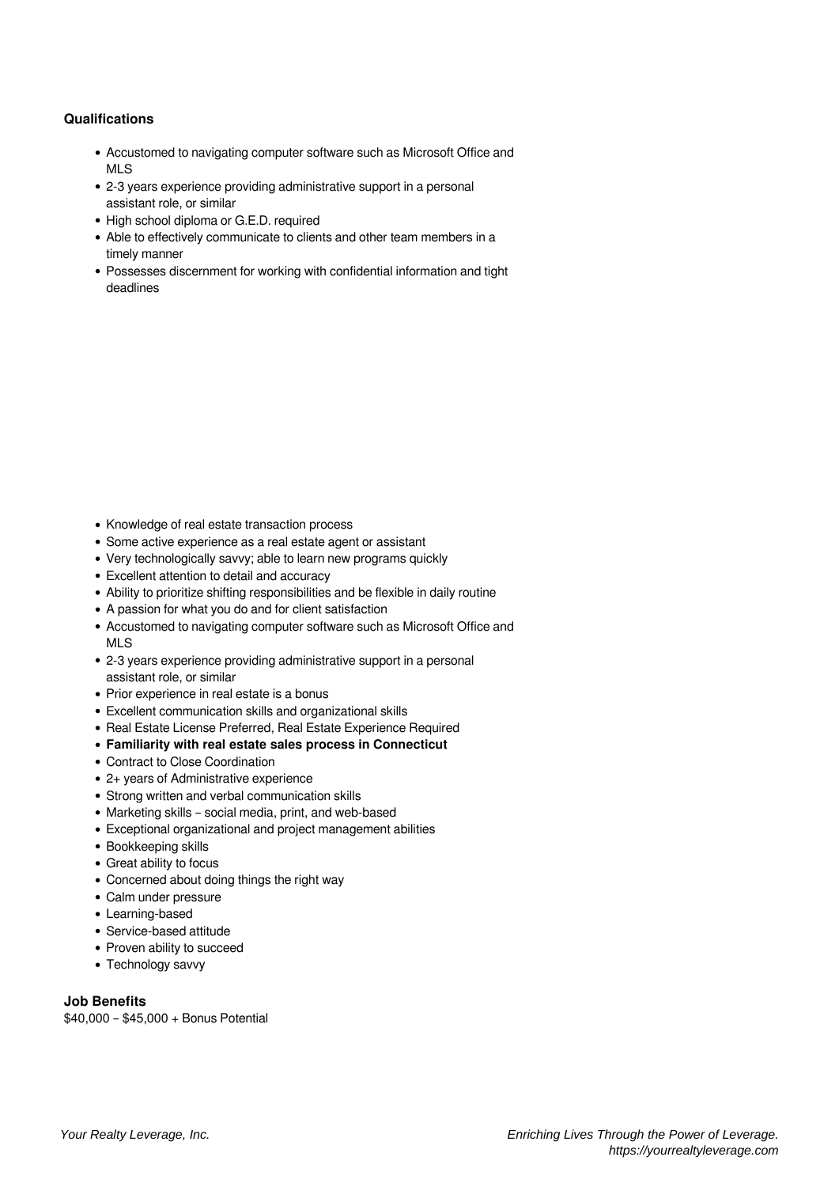**Qualifications**

- Accustomed to navigating computer software such as Microsoft Office and MLS
- 2-3 years experience providing administrative support in a personal assistant role, or similar
- High school diploma or G.E.D. required
- Able to effectively communicate to clients and other team members in a timely manner
- Possesses discernment for working with confidential information and tight deadlines

- Knowledge of real estate transaction process
- Some active experience as a real estate agent or assistant
- Very technologically savvy; able to learn new programs quickly
- Excellent attention to detail and accuracy
- Ability to prioritize shifting responsibilities and be flexible in daily routine
- A passion for what you do and for client satisfaction
- Accustomed to navigating computer software such as Microsoft Office and MLS
- 2-3 years experience providing administrative support in a personal assistant role, or similar
- Prior experience in real estate is a bonus
- Excellent communication skills and organizational skills
- Real Estate License Preferred, Real Estate Experience Required
- **Familiarity with real estate sales process in Connecticut**
- Contract to Close Coordination
- 2+ years of Administrative experience
- Strong written and verbal communication skills
- Marketing skills – social media, print, and web-based
- Exceptional organizational and project management abilities
- Bookkeeping skills
- Great ability to focus
- Concerned about doing things the right way
- Calm under pressure
- Learning-based
- Service-based attitude
- Proven ability to succeed
- Technology savvy

**Job Benefits**

$40,000 – $45,000 + Bonus Potential